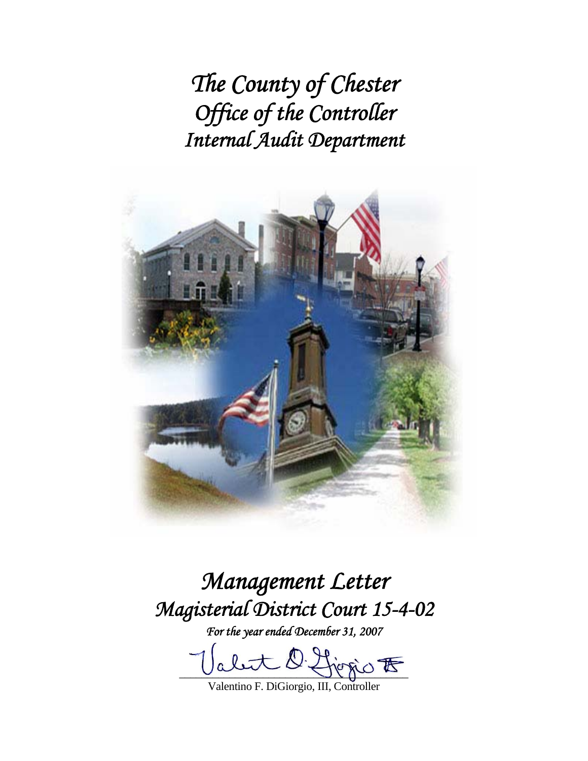# *The County of Chester*
# *Office of the Controller*
# *Internal Audit Department*

# *Management Letter*
# *Magisterial District Court 15-4-02*

*For the year ended December 31, 2007*

Valentino F. DiGiorgio, III, Controller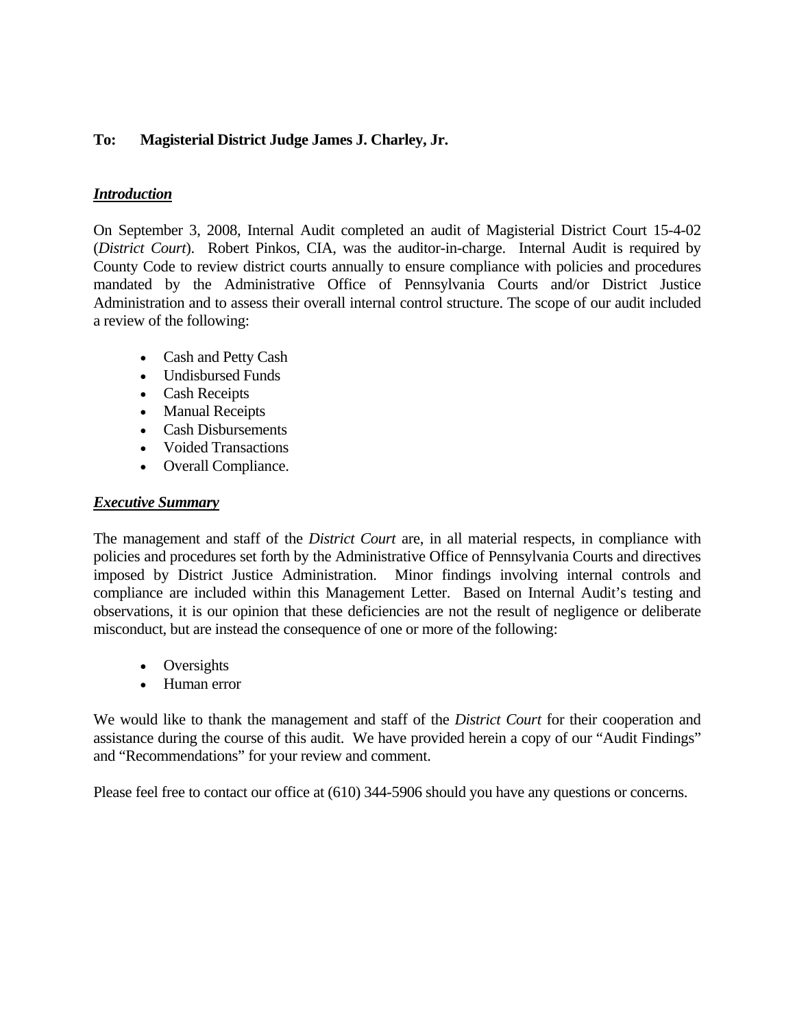**To: Magisterial District Judge James J. Charley, Jr.**

***Introduction***

On September 3, 2008, Internal Audit completed an audit of Magisterial District Court 15-4-02 (*District Court*). Robert Pinkos, CIA, was the auditor-in-charge. Internal Audit is required by County Code to review district courts annually to ensure compliance with policies and procedures mandated by the Administrative Office of Pennsylvania Courts and/or District Justice Administration and to assess their overall internal control structure. The scope of our audit included a review of the following:

- Cash and Petty Cash
- Undisbursed Funds
- Cash Receipts
- Manual Receipts
- Cash Disbursements
- Voided Transactions
- Overall Compliance.

***Executive Summary***

The management and staff of the *District Court* are, in all material respects, in compliance with policies and procedures set forth by the Administrative Office of Pennsylvania Courts and directives imposed by District Justice Administration. Minor findings involving internal controls and compliance are included within this Management Letter. Based on Internal Audit's testing and observations, it is our opinion that these deficiencies are not the result of negligence or deliberate misconduct, but are instead the consequence of one or more of the following:

- Oversights
- Human error

We would like to thank the management and staff of the *District Court* for their cooperation and assistance during the course of this audit. We have provided herein a copy of our "Audit Findings" and "Recommendations" for your review and comment.

Please feel free to contact our office at (610) 344-5906 should you have any questions or concerns.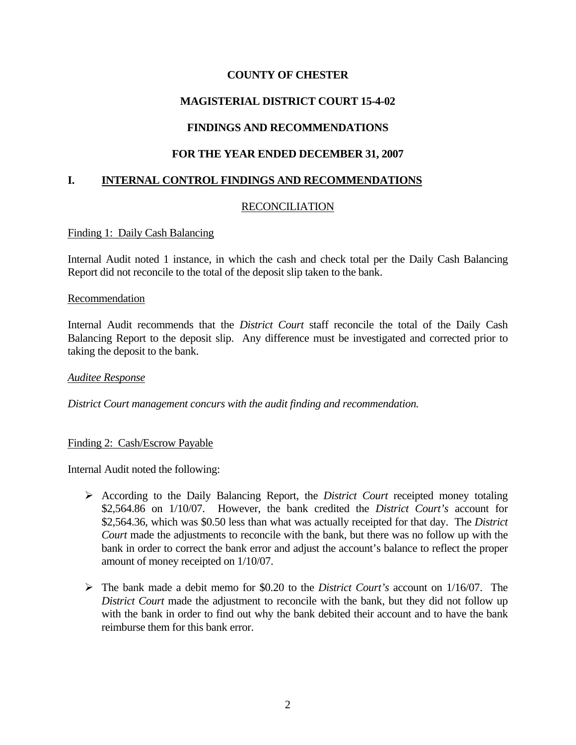**COUNTY OF CHESTER**

**MAGISTERIAL DISTRICT COURT 15-4-02**

**FINDINGS AND RECOMMENDATIONS**

**FOR THE YEAR ENDED DECEMBER 31, 2007**

## I. INTERNAL CONTROL FINDINGS AND RECOMMENDATIONS

### RECONCILIATION

Finding 1: Daily Cash Balancing

Internal Audit noted 1 instance, in which the cash and check total per the Daily Cash Balancing Report did not reconcile to the total of the deposit slip taken to the bank.

Recommendation

Internal Audit recommends that the *District Court* staff reconcile the total of the Daily Cash Balancing Report to the deposit slip. Any difference must be investigated and corrected prior to taking the deposit to the bank.

*Auditee Response*

*District Court management concurs with the audit finding and recommendation.*

Finding 2: Cash/Escrow Payable

Internal Audit noted the following:

- According to the Daily Balancing Report, the *District Court* receipted money totaling $2,564.86 on 1/10/07. However, the bank credited the *District Court's* account for $2,564.36, which was $0.50 less than what was actually receipted for that day. The *District Court* made the adjustments to reconcile with the bank, but there was no follow up with the bank in order to correct the bank error and adjust the account's balance to reflect the proper amount of money receipted on 1/10/07.

- The bank made a debit memo for $0.20 to the *District Court's* account on 1/16/07. The *District Court* made the adjustment to reconcile with the bank, but they did not follow up with the bank in order to find out why the bank debited their account and to have the bank reimburse them for this bank error.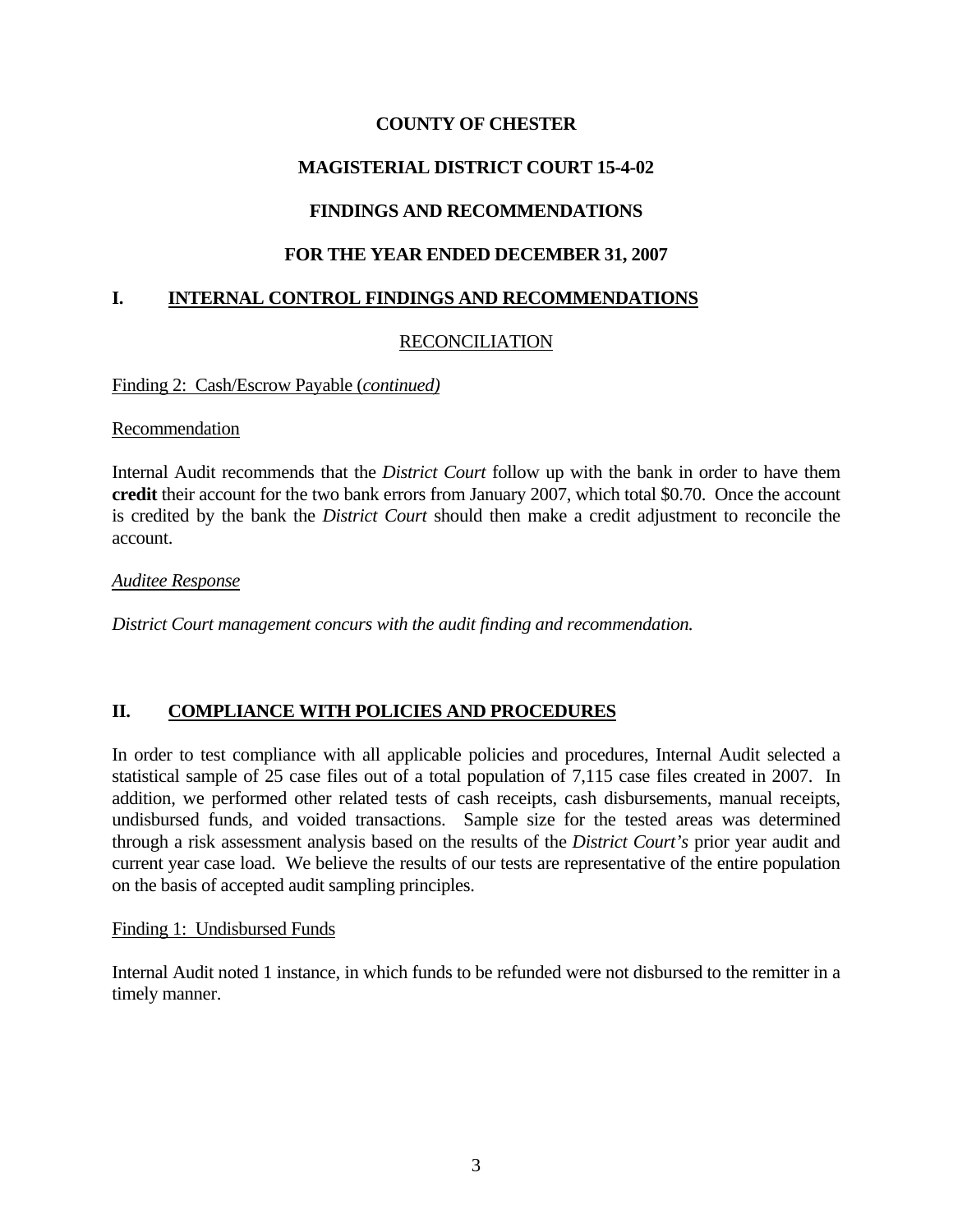**COUNTY OF CHESTER**

**MAGISTERIAL DISTRICT COURT 15-4-02**

**FINDINGS AND RECOMMENDATIONS**

**FOR THE YEAR ENDED DECEMBER 31, 2007**

## I. INTERNAL CONTROL FINDINGS AND RECOMMENDATIONS

RECONCILIATION

Finding 2: Cash/Escrow Payable (*continued)*

Recommendation

Internal Audit recommends that the *District Court* follow up with the bank in order to have them **credit** their account for the two bank errors from January 2007, which total $0.70. Once the account is credited by the bank the *District Court* should then make a credit adjustment to reconcile the account.

*Auditee Response*

*District Court management concurs with the audit finding and recommendation.*

## II. COMPLIANCE WITH POLICIES AND PROCEDURES

In order to test compliance with all applicable policies and procedures, Internal Audit selected a statistical sample of 25 case files out of a total population of 7,115 case files created in 2007. In addition, we performed other related tests of cash receipts, cash disbursements, manual receipts, undisbursed funds, and voided transactions. Sample size for the tested areas was determined through a risk assessment analysis based on the results of the *District Court's* prior year audit and current year case load. We believe the results of our tests are representative of the entire population on the basis of accepted audit sampling principles.

Finding 1: Undisbursed Funds

Internal Audit noted 1 instance, in which funds to be refunded were not disbursed to the remitter in a timely manner.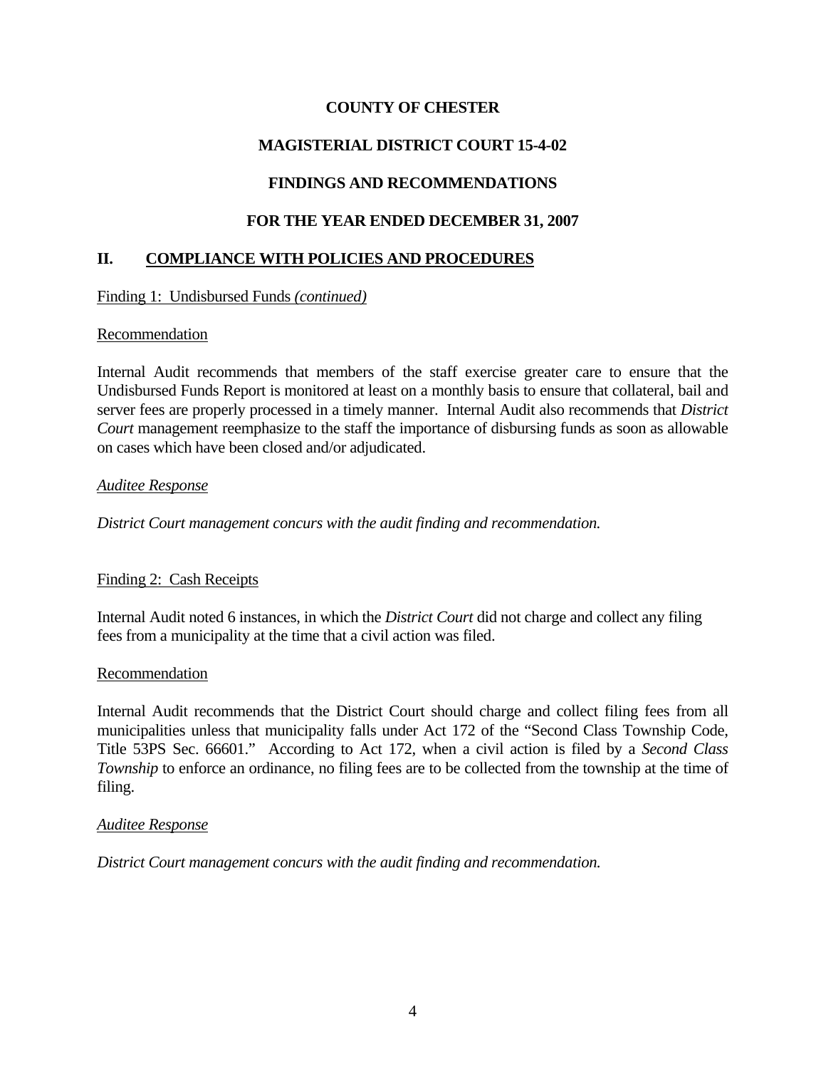**COUNTY OF CHESTER**

**MAGISTERIAL DISTRICT COURT 15-4-02**

**FINDINGS AND RECOMMENDATIONS**

**FOR THE YEAR ENDED DECEMBER 31, 2007**

## II. COMPLIANCE WITH POLICIES AND PROCEDURES

Finding 1: Undisbursed Funds *(continued)*

Recommendation

Internal Audit recommends that members of the staff exercise greater care to ensure that the Undisbursed Funds Report is monitored at least on a monthly basis to ensure that collateral, bail and server fees are properly processed in a timely manner. Internal Audit also recommends that *District Court* management reemphasize to the staff the importance of disbursing funds as soon as allowable on cases which have been closed and/or adjudicated.

*Auditee Response*

*District Court management concurs with the audit finding and recommendation.*

Finding 2: Cash Receipts

Internal Audit noted 6 instances, in which the *District Court* did not charge and collect any filing fees from a municipality at the time that a civil action was filed.

Recommendation

Internal Audit recommends that the District Court should charge and collect filing fees from all municipalities unless that municipality falls under Act 172 of the "Second Class Township Code, Title 53PS Sec. 66601." According to Act 172, when a civil action is filed by a *Second Class Township* to enforce an ordinance, no filing fees are to be collected from the township at the time of filing.

*Auditee Response*

*District Court management concurs with the audit finding and recommendation.*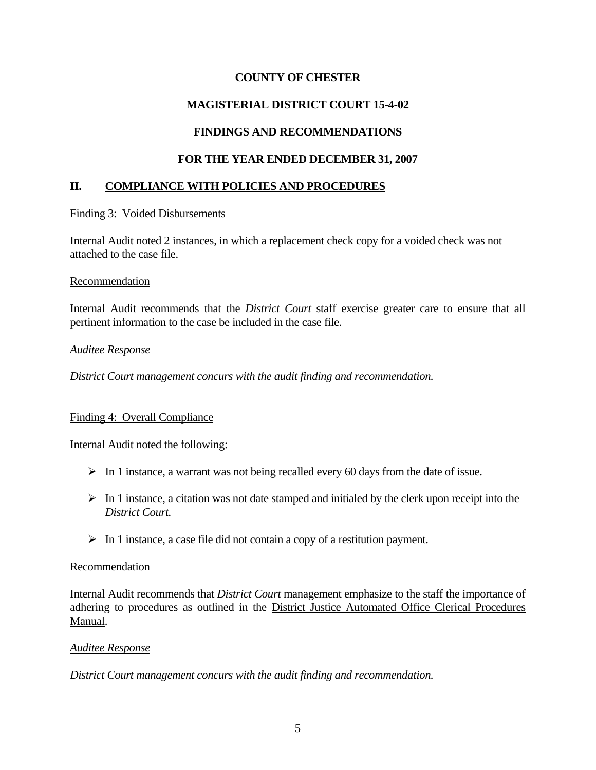**COUNTY OF CHESTER**

**MAGISTERIAL DISTRICT COURT 15-4-02**

**FINDINGS AND RECOMMENDATIONS**

**FOR THE YEAR ENDED DECEMBER 31, 2007**

## II. COMPLIANCE WITH POLICIES AND PROCEDURES

Finding 3: Voided Disbursements

Internal Audit noted 2 instances, in which a replacement check copy for a voided check was not attached to the case file.

Recommendation

Internal Audit recommends that the *District Court* staff exercise greater care to ensure that all pertinent information to the case be included in the case file.

*Auditee Response*

*District Court management concurs with the audit finding and recommendation.*

Finding 4: Overall Compliance

Internal Audit noted the following:

- In 1 instance, a warrant was not being recalled every 60 days from the date of issue.
- In 1 instance, a citation was not date stamped and initialed by the clerk upon receipt into the *District Court.*
- In 1 instance, a case file did not contain a copy of a restitution payment.

Recommendation

Internal Audit recommends that *District Court* management emphasize to the staff the importance of adhering to procedures as outlined in the District Justice Automated Office Clerical Procedures Manual.

*Auditee Response*

*District Court management concurs with the audit finding and recommendation.*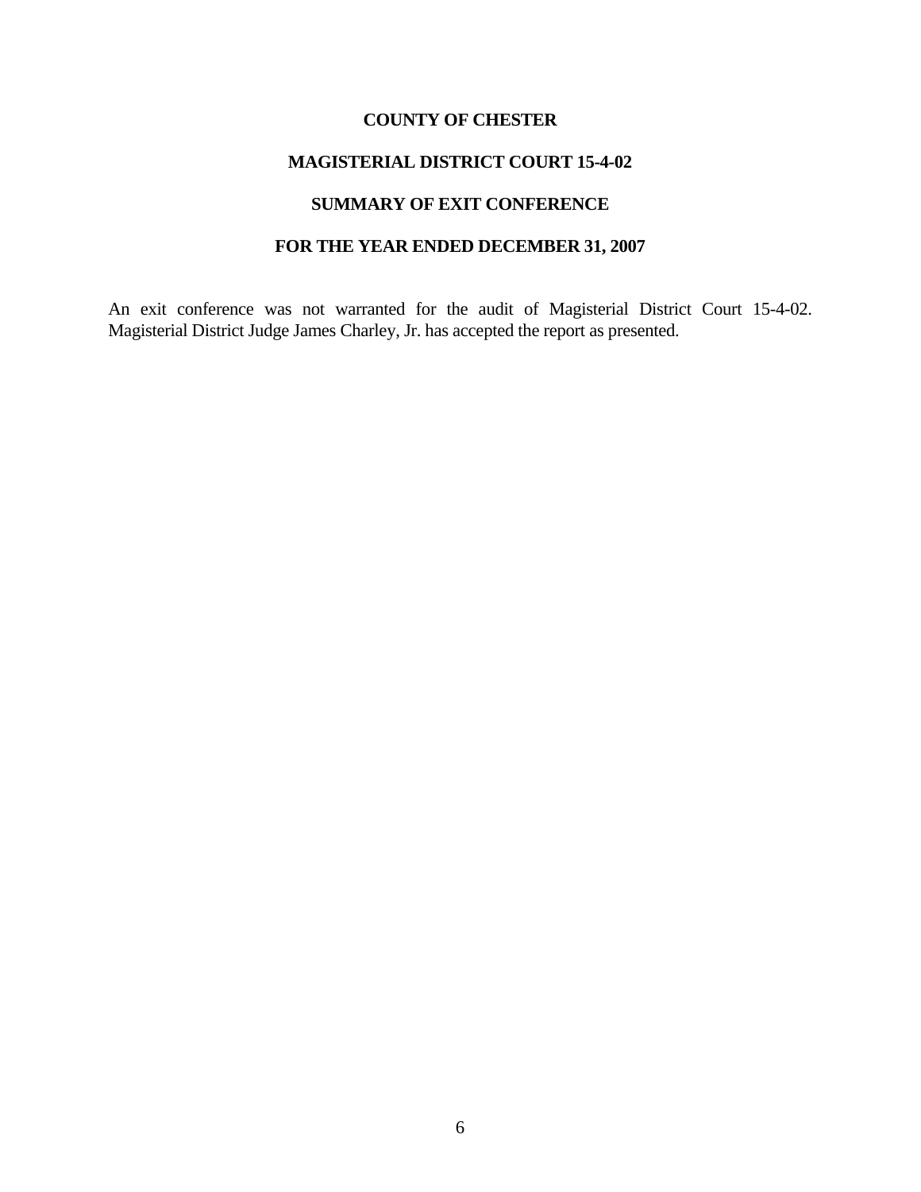**COUNTY OF CHESTER**

**MAGISTERIAL DISTRICT COURT 15-4-02**

**SUMMARY OF EXIT CONFERENCE**

**FOR THE YEAR ENDED DECEMBER 31, 2007**

An exit conference was not warranted for the audit of Magisterial District Court 15-4-02. Magisterial District Judge James Charley, Jr. has accepted the report as presented.